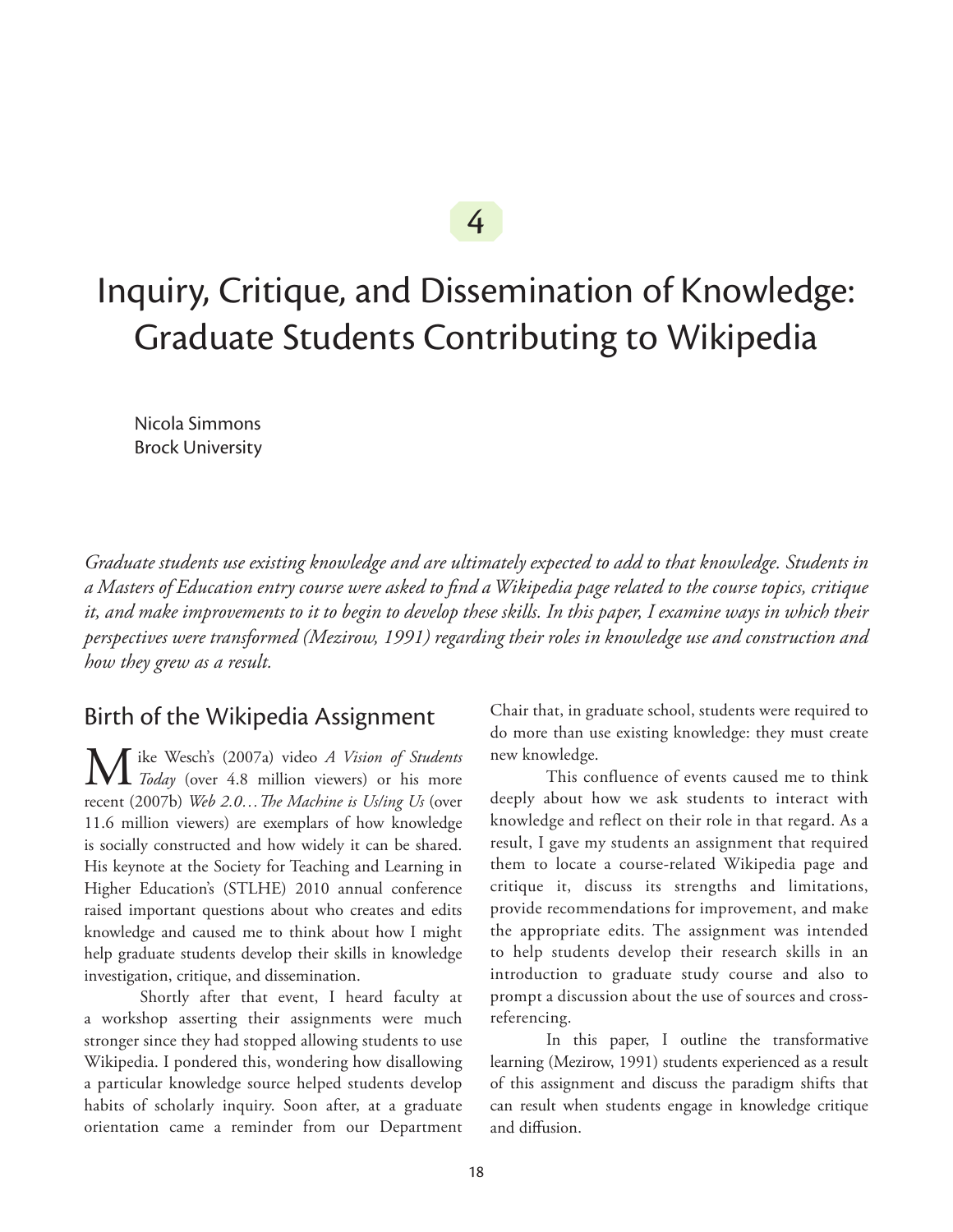4

# Inquiry, Critique, and Dissemination of Knowledge: Graduate Students Contributing to Wikipedia

Nicola Simmons
Brock University

*Graduate students use existing knowledge and are ultimately expected to add to that knowledge. Students in a Masters of Education entry course were asked to find a Wikipedia page related to the course topics, critique it, and make improvements to it to begin to develop these skills. In this paper, I examine ways in which their perspectives were transformed (Mezirow, 1991) regarding their roles in knowledge use and construction and how they grew as a result.*

## Birth of the Wikipedia Assignment

Mike Wesch's (2007a) video *A Vision of Students Today* (over 4.8 million viewers) or his more recent (2007b) *Web 2.0…The Machine is Us/ing Us* (over 11.6 million viewers) are exemplars of how knowledge is socially constructed and how widely it can be shared. His keynote at the Society for Teaching and Learning in Higher Education's (STLHE) 2010 annual conference raised important questions about who creates and edits knowledge and caused me to think about how I might help graduate students develop their skills in knowledge investigation, critique, and dissemination.

Shortly after that event, I heard faculty at a workshop asserting their assignments were much stronger since they had stopped allowing students to use Wikipedia. I pondered this, wondering how disallowing a particular knowledge source helped students develop habits of scholarly inquiry. Soon after, at a graduate orientation came a reminder from our Department Chair that, in graduate school, students were required to do more than use existing knowledge: they must create new knowledge.

This confluence of events caused me to think deeply about how we ask students to interact with knowledge and reflect on their role in that regard. As a result, I gave my students an assignment that required them to locate a course-related Wikipedia page and critique it, discuss its strengths and limitations, provide recommendations for improvement, and make the appropriate edits. The assignment was intended to help students develop their research skills in an introduction to graduate study course and also to prompt a discussion about the use of sources and cross-referencing.

In this paper, I outline the transformative learning (Mezirow, 1991) students experienced as a result of this assignment and discuss the paradigm shifts that can result when students engage in knowledge critique and diffusion.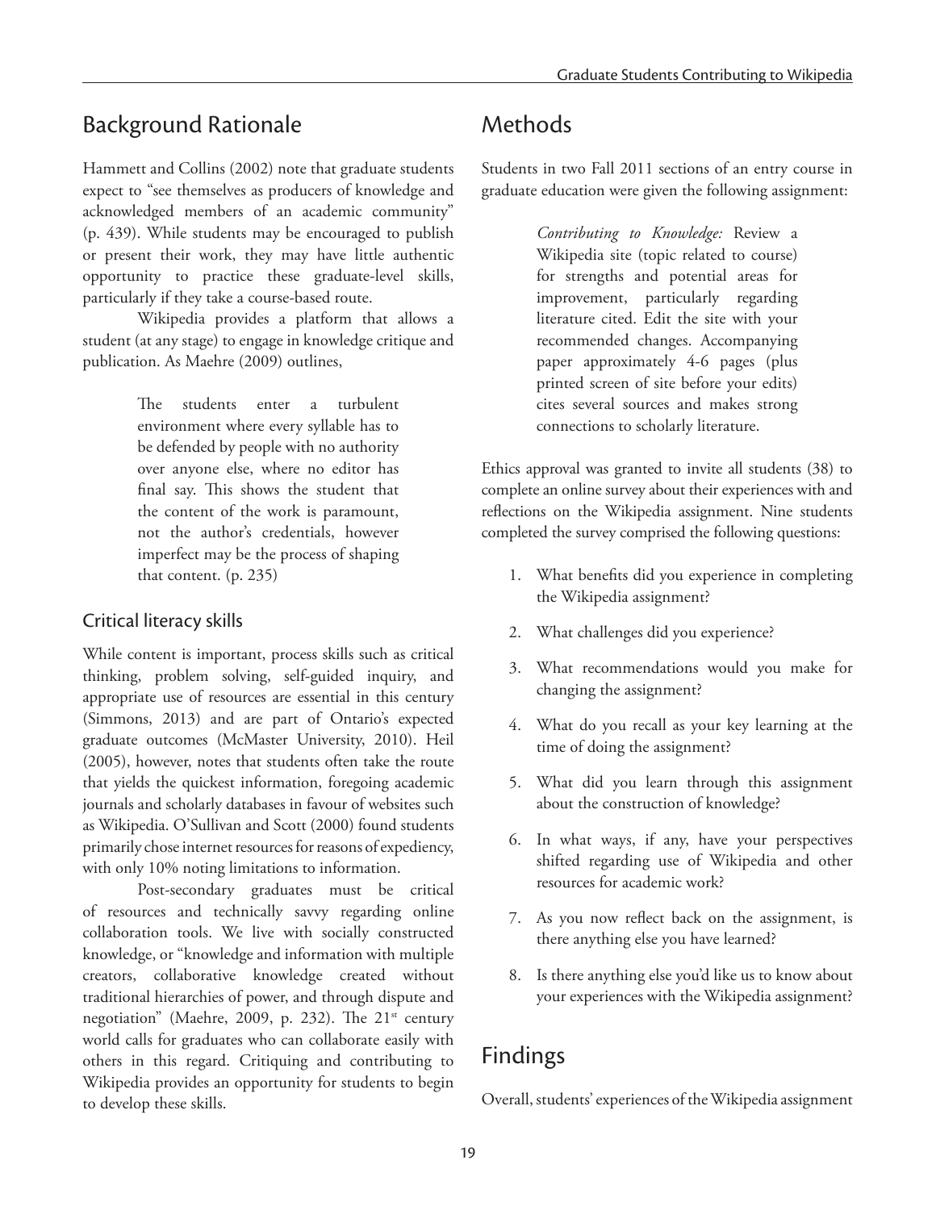## Background Rationale

Hammett and Collins (2002) note that graduate students expect to "see themselves as producers of knowledge and acknowledged members of an academic community" (p. 439). While students may be encouraged to publish or present their work, they may have little authentic opportunity to practice these graduate-level skills, particularly if they take a course-based route.

Wikipedia provides a platform that allows a student (at any stage) to engage in knowledge critique and publication. As Maehre (2009) outlines,

> The students enter a turbulent environment where every syllable has to be defended by people with no authority over anyone else, where no editor has final say. This shows the student that the content of the work is paramount, not the author's credentials, however imperfect may be the process of shaping that content. (p. 235)

### Critical literacy skills

While content is important, process skills such as critical thinking, problem solving, self-guided inquiry, and appropriate use of resources are essential in this century (Simmons, 2013) and are part of Ontario's expected graduate outcomes (McMaster University, 2010). Heil (2005), however, notes that students often take the route that yields the quickest information, foregoing academic journals and scholarly databases in favour of websites such as Wikipedia. O'Sullivan and Scott (2000) found students primarily chose internet resources for reasons of expediency, with only 10% noting limitations to information.

Post-secondary graduates must be critical of resources and technically savvy regarding online collaboration tools. We live with socially constructed knowledge, or "knowledge and information with multiple creators, collaborative knowledge created without traditional hierarchies of power, and through dispute and negotiation" (Maehre, 2009, p. 232). The 21st century world calls for graduates who can collaborate easily with others in this regard. Critiquing and contributing to Wikipedia provides an opportunity for students to begin to develop these skills.

## Methods

Students in two Fall 2011 sections of an entry course in graduate education were given the following assignment:

> *Contributing to Knowledge:* Review a Wikipedia site (topic related to course) for strengths and potential areas for improvement, particularly regarding literature cited. Edit the site with your recommended changes. Accompanying paper approximately 4-6 pages (plus printed screen of site before your edits) cites several sources and makes strong connections to scholarly literature.

Ethics approval was granted to invite all students (38) to complete an online survey about their experiences with and reflections on the Wikipedia assignment. Nine students completed the survey comprised the following questions:

1. What benefits did you experience in completing the Wikipedia assignment?
2. What challenges did you experience?
3. What recommendations would you make for changing the assignment?
4. What do you recall as your key learning at the time of doing the assignment?
5. What did you learn through this assignment about the construction of knowledge?
6. In what ways, if any, have your perspectives shifted regarding use of Wikipedia and other resources for academic work?
7. As you now reflect back on the assignment, is there anything else you have learned?
8. Is there anything else you'd like us to know about your experiences with the Wikipedia assignment?

## Findings

Overall, students' experiences of the Wikipedia assignment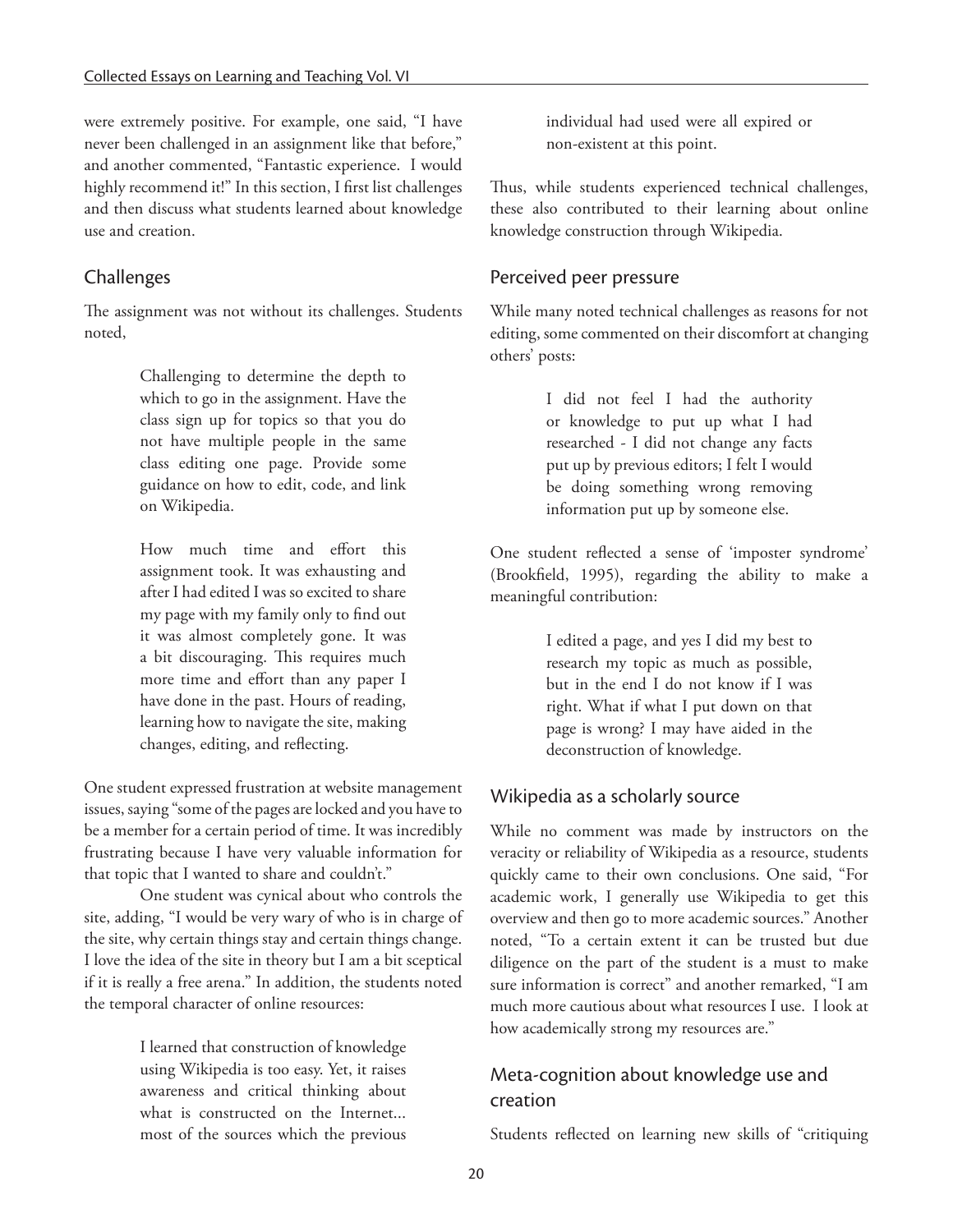were extremely positive. For example, one said, "I have never been challenged in an assignment like that before," and another commented, "Fantastic experience. I would highly recommend it!" In this section, I first list challenges and then discuss what students learned about knowledge use and creation.

## Challenges

The assignment was not without its challenges. Students noted,

> Challenging to determine the depth to which to go in the assignment. Have the class sign up for topics so that you do not have multiple people in the same class editing one page. Provide some guidance on how to edit, code, and link on Wikipedia.

> How much time and effort this assignment took. It was exhausting and after I had edited I was so excited to share my page with my family only to find out it was almost completely gone. It was a bit discouraging. This requires much more time and effort than any paper I have done in the past. Hours of reading, learning how to navigate the site, making changes, editing, and reflecting.

One student expressed frustration at website management issues, saying "some of the pages are locked and you have to be a member for a certain period of time. It was incredibly frustrating because I have very valuable information for that topic that I wanted to share and couldn't."

One student was cynical about who controls the site, adding, "I would be very wary of who is in charge of the site, why certain things stay and certain things change. I love the idea of the site in theory but I am a bit sceptical if it is really a free arena." In addition, the students noted the temporal character of online resources:

> I learned that construction of knowledge using Wikipedia is too easy. Yet, it raises awareness and critical thinking about what is constructed on the Internet... most of the sources which the previous individual had used were all expired or non-existent at this point.

Thus, while students experienced technical challenges, these also contributed to their learning about online knowledge construction through Wikipedia.

## Perceived peer pressure

While many noted technical challenges as reasons for not editing, some commented on their discomfort at changing others' posts:

> I did not feel I had the authority or knowledge to put up what I had researched - I did not change any facts put up by previous editors; I felt I would be doing something wrong removing information put up by someone else.

One student reflected a sense of 'imposter syndrome' (Brookfield, 1995), regarding the ability to make a meaningful contribution:

> I edited a page, and yes I did my best to research my topic as much as possible, but in the end I do not know if I was right. What if what I put down on that page is wrong? I may have aided in the deconstruction of knowledge.

## Wikipedia as a scholarly source

While no comment was made by instructors on the veracity or reliability of Wikipedia as a resource, students quickly came to their own conclusions. One said, "For academic work, I generally use Wikipedia to get this overview and then go to more academic sources." Another noted, "To a certain extent it can be trusted but due diligence on the part of the student is a must to make sure information is correct" and another remarked, "I am much more cautious about what resources I use. I look at how academically strong my resources are."

## Meta-cognition about knowledge use and creation

Students reflected on learning new skills of "critiquing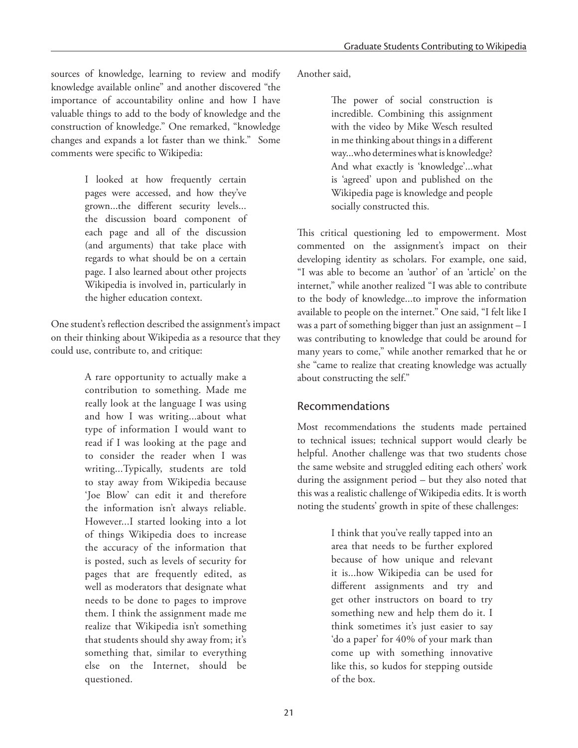sources of knowledge, learning to review and modify knowledge available online" and another discovered "the importance of accountability online and how I have valuable things to add to the body of knowledge and the construction of knowledge." One remarked, "knowledge changes and expands a lot faster than we think." Some comments were specific to Wikipedia:

> I looked at how frequently certain pages were accessed, and how they've grown...the different security levels... the discussion board component of each page and all of the discussion (and arguments) that take place with regards to what should be on a certain page. I also learned about other projects Wikipedia is involved in, particularly in the higher education context.

One student's reflection described the assignment's impact on their thinking about Wikipedia as a resource that they could use, contribute to, and critique:

> A rare opportunity to actually make a contribution to something. Made me really look at the language I was using and how I was writing...about what type of information I would want to read if I was looking at the page and to consider the reader when I was writing...Typically, students are told to stay away from Wikipedia because 'Joe Blow' can edit it and therefore the information isn't always reliable. However...I started looking into a lot of things Wikipedia does to increase the accuracy of the information that is posted, such as levels of security for pages that are frequently edited, as well as moderators that designate what needs to be done to pages to improve them. I think the assignment made me realize that Wikipedia isn't something that students should shy away from; it's something that, similar to everything else on the Internet, should be questioned.

Another said,

> The power of social construction is incredible. Combining this assignment with the video by Mike Wesch resulted in me thinking about things in a different way...who determines what is knowledge? And what exactly is 'knowledge'...what is 'agreed' upon and published on the Wikipedia page is knowledge and people socially constructed this.

This critical questioning led to empowerment. Most commented on the assignment's impact on their developing identity as scholars. For example, one said, "I was able to become an 'author' of an 'article' on the internet," while another realized "I was able to contribute to the body of knowledge...to improve the information available to people on the internet." One said, "I felt like I was a part of something bigger than just an assignment – I was contributing to knowledge that could be around for many years to come," while another remarked that he or she "came to realize that creating knowledge was actually about constructing the self."

## Recommendations

Most recommendations the students made pertained to technical issues; technical support would clearly be helpful. Another challenge was that two students chose the same website and struggled editing each others' work during the assignment period – but they also noted that this was a realistic challenge of Wikipedia edits. It is worth noting the students' growth in spite of these challenges:

> I think that you've really tapped into an area that needs to be further explored because of how unique and relevant it is...how Wikipedia can be used for different assignments and try and get other instructors on board to try something new and help them do it. I think sometimes it's just easier to say 'do a paper' for 40% of your mark than come up with something innovative like this, so kudos for stepping outside of the box.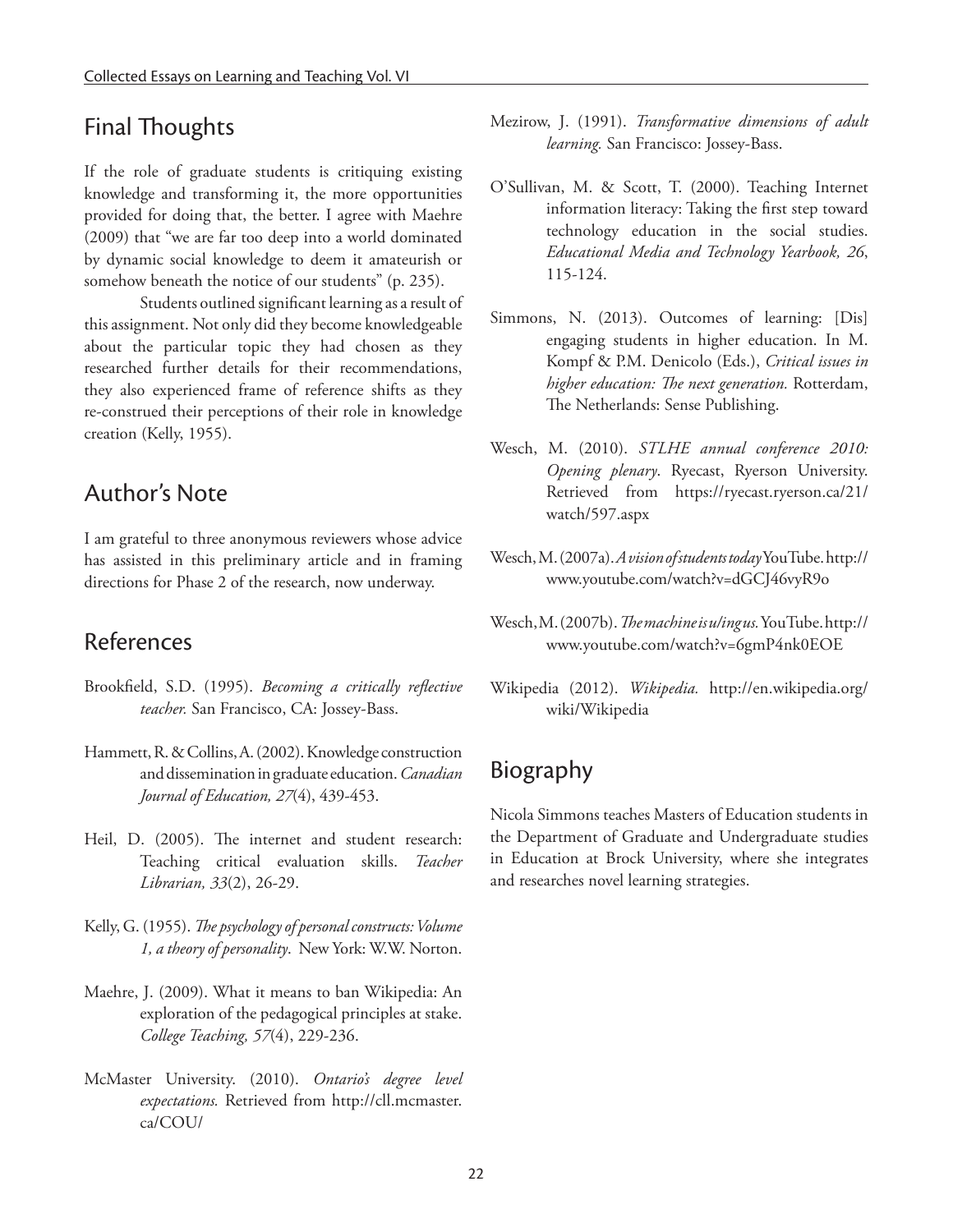## Final Thoughts

If the role of graduate students is critiquing existing knowledge and transforming it, the more opportunities provided for doing that, the better. I agree with Maehre (2009) that "we are far too deep into a world dominated by dynamic social knowledge to deem it amateurish or somehow beneath the notice of our students" (p. 235).

Students outlined significant learning as a result of this assignment. Not only did they become knowledgeable about the particular topic they had chosen as they researched further details for their recommendations, they also experienced frame of reference shifts as they re-construed their perceptions of their role in knowledge creation (Kelly, 1955).

## Author's Note

I am grateful to three anonymous reviewers whose advice has assisted in this preliminary article and in framing directions for Phase 2 of the research, now underway.

## References

Brookfield, S.D. (1995). *Becoming a critically reflective teacher.* San Francisco, CA: Jossey-Bass.

Hammett, R. & Collins, A. (2002). Knowledge construction and dissemination in graduate education. *Canadian Journal of Education, 27*(4), 439-453.

Heil, D. (2005). The internet and student research: Teaching critical evaluation skills. *Teacher Librarian, 33*(2), 26-29.

Kelly, G. (1955). *The psychology of personal constructs: Volume 1, a theory of personality*. New York: W.W. Norton.

Maehre, J. (2009). What it means to ban Wikipedia: An exploration of the pedagogical principles at stake. *College Teaching, 57*(4), 229-236.

McMaster University. (2010). *Ontario's degree level expectations.* Retrieved from http://cll.mcmaster.ca/COU/

Mezirow, J. (1991). *Transformative dimensions of adult learning.* San Francisco: Jossey-Bass.

O'Sullivan, M. & Scott, T. (2000). Teaching Internet information literacy: Taking the first step toward technology education in the social studies. *Educational Media and Technology Yearbook, 26*, 115-124.

Simmons, N. (2013). Outcomes of learning: [Dis] engaging students in higher education. In M. Kompf & P.M. Denicolo (Eds.), *Critical issues in higher education: The next generation.* Rotterdam, The Netherlands: Sense Publishing.

Wesch, M. (2010). *STLHE annual conference 2010: Opening plenary*. Ryecast, Ryerson University. Retrieved from https://ryecast.ryerson.ca/21/watch/597.aspx

Wesch, M. (2007a). *A vision of students today* YouTube. http://www.youtube.com/watch?v=dGCJ46vyR9o

Wesch, M. (2007b). *The machine is u/ing us.* YouTube. http://www.youtube.com/watch?v=6gmP4nk0EOE

Wikipedia (2012). *Wikipedia.* http://en.wikipedia.org/wiki/Wikipedia

## Biography

Nicola Simmons teaches Masters of Education students in the Department of Graduate and Undergraduate studies in Education at Brock University, where she integrates and researches novel learning strategies.